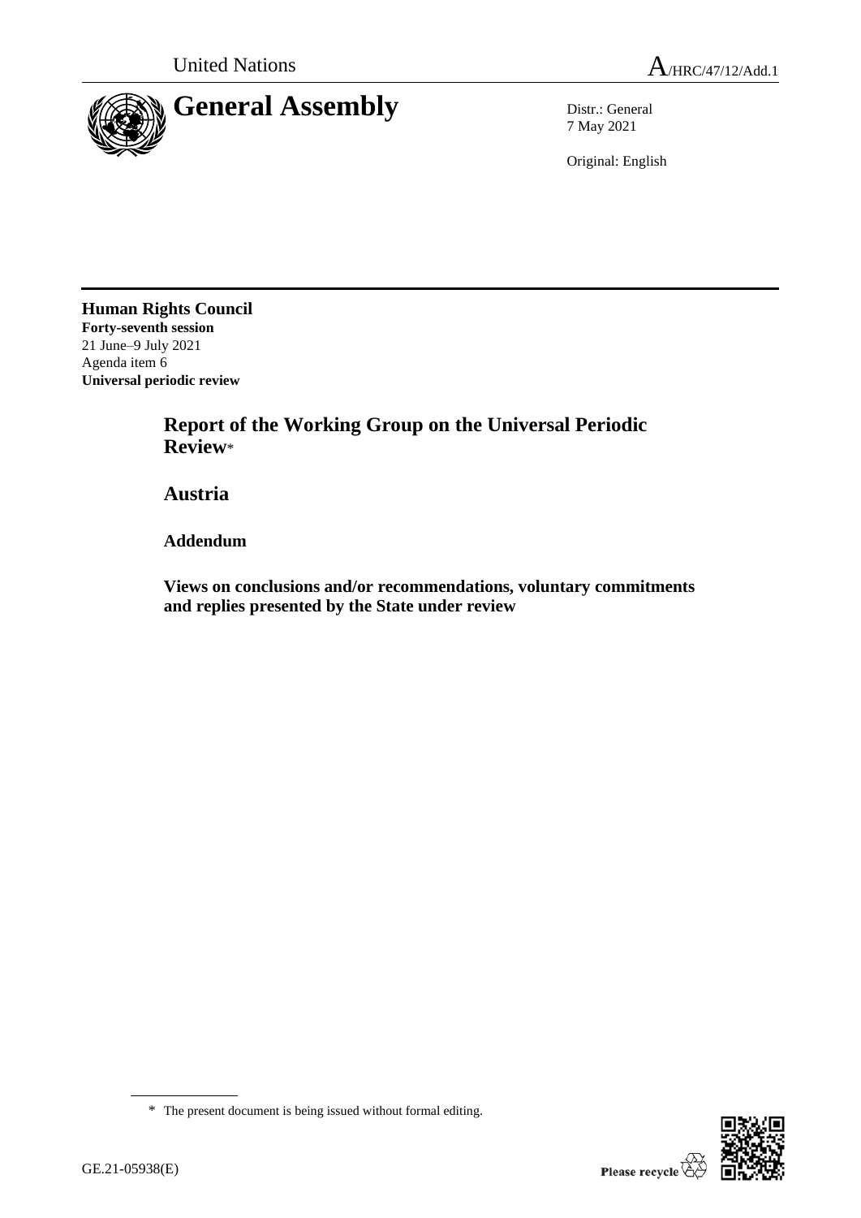United Nations

A/HRC/47/12/Add.1

# General Assembly

Distr.: General
7 May 2021

Original: English

**Human Rights Council**
**Forty-seventh session**
21 June–9 July 2021
Agenda item 6
**Universal periodic review**

## Report of the Working Group on the Universal Periodic Review*

## Austria

### Addendum

### Views on conclusions and/or recommendations, voluntary commitments and replies presented by the State under review

* The present document is being issued without formal editing.

GE.21-05938(E)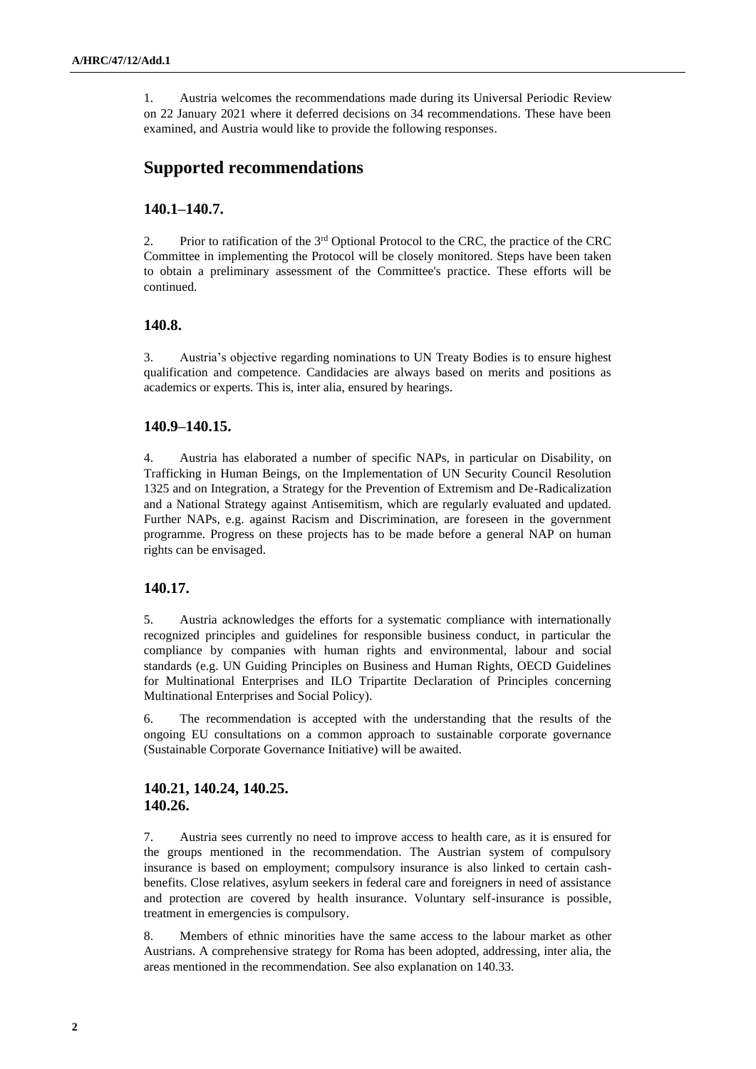1. Austria welcomes the recommendations made during its Universal Periodic Review on 22 January 2021 where it deferred decisions on 34 recommendations. These have been examined, and Austria would like to provide the following responses.

## Supported recommendations

### 140.1–140.7.

2. Prior to ratification of the 3rd Optional Protocol to the CRC, the practice of the CRC Committee in implementing the Protocol will be closely monitored. Steps have been taken to obtain a preliminary assessment of the Committee's practice. These efforts will be continued.

### 140.8.

3. Austria's objective regarding nominations to UN Treaty Bodies is to ensure highest qualification and competence. Candidacies are always based on merits and positions as academics or experts. This is, inter alia, ensured by hearings.

### 140.9–140.15.

4. Austria has elaborated a number of specific NAPs, in particular on Disability, on Trafficking in Human Beings, on the Implementation of UN Security Council Resolution 1325 and on Integration, a Strategy for the Prevention of Extremism and De-Radicalization and a National Strategy against Antisemitism, which are regularly evaluated and updated. Further NAPs, e.g. against Racism and Discrimination, are foreseen in the government programme. Progress on these projects has to be made before a general NAP on human rights can be envisaged.

### 140.17.

5. Austria acknowledges the efforts for a systematic compliance with internationally recognized principles and guidelines for responsible business conduct, in particular the compliance by companies with human rights and environmental, labour and social standards (e.g. UN Guiding Principles on Business and Human Rights, OECD Guidelines for Multinational Enterprises and ILO Tripartite Declaration of Principles concerning Multinational Enterprises and Social Policy).

6. The recommendation is accepted with the understanding that the results of the ongoing EU consultations on a common approach to sustainable corporate governance (Sustainable Corporate Governance Initiative) will be awaited.

### 140.21, 140.24, 140.25.
### 140.26.

7. Austria sees currently no need to improve access to health care, as it is ensured for the groups mentioned in the recommendation. The Austrian system of compulsory insurance is based on employment; compulsory insurance is also linked to certain cash-benefits. Close relatives, asylum seekers in federal care and foreigners in need of assistance and protection are covered by health insurance. Voluntary self-insurance is possible, treatment in emergencies is compulsory.

8. Members of ethnic minorities have the same access to the labour market as other Austrians. A comprehensive strategy for Roma has been adopted, addressing, inter alia, the areas mentioned in the recommendation. See also explanation on 140.33.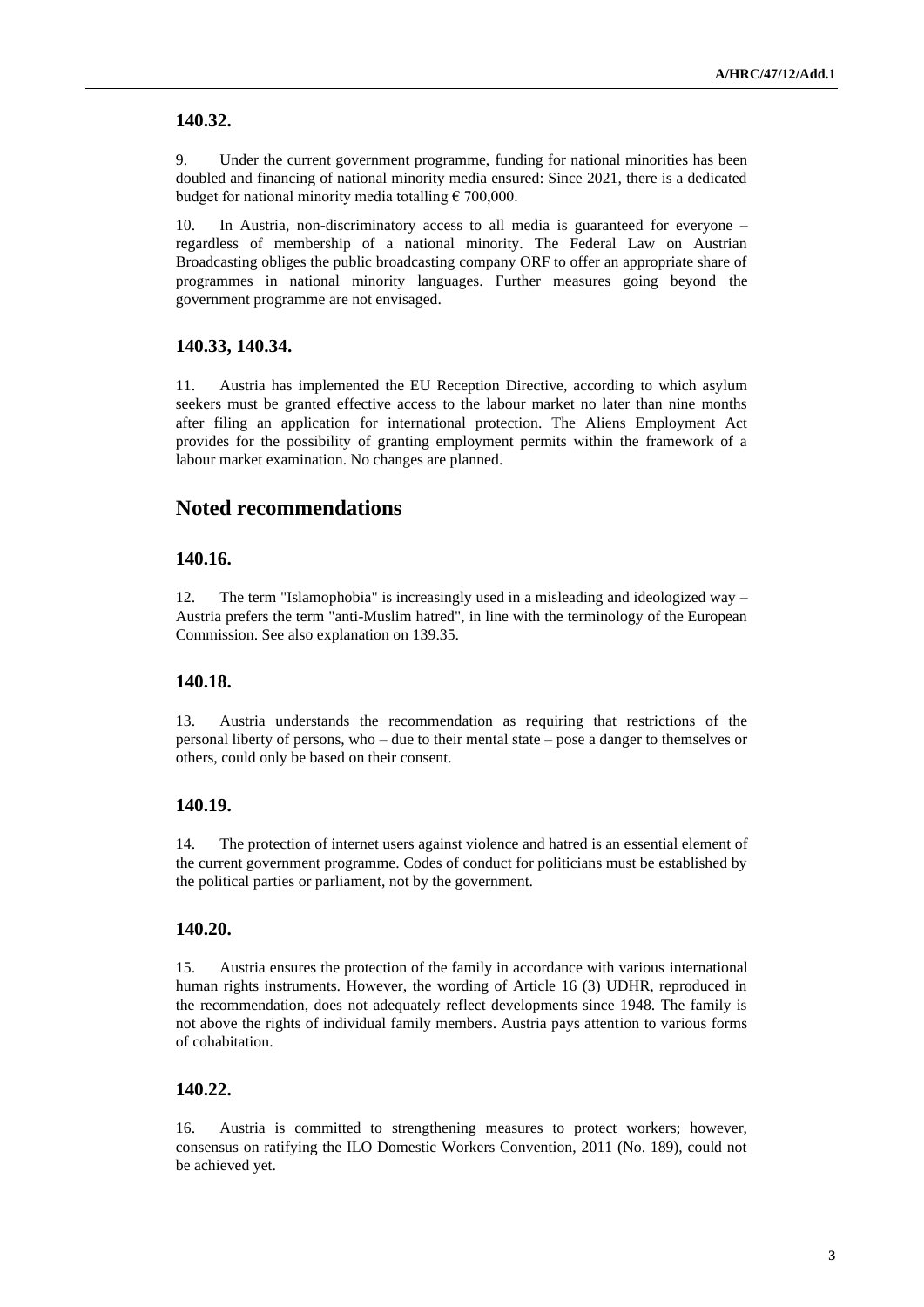### 140.32.

9. Under the current government programme, funding for national minorities has been doubled and financing of national minority media ensured: Since 2021, there is a dedicated budget for national minority media totalling € 700,000.

10. In Austria, non-discriminatory access to all media is guaranteed for everyone – regardless of membership of a national minority. The Federal Law on Austrian Broadcasting obliges the public broadcasting company ORF to offer an appropriate share of programmes in national minority languages. Further measures going beyond the government programme are not envisaged.

### 140.33, 140.34.

11. Austria has implemented the EU Reception Directive, according to which asylum seekers must be granted effective access to the labour market no later than nine months after filing an application for international protection. The Aliens Employment Act provides for the possibility of granting employment permits within the framework of a labour market examination. No changes are planned.

## Noted recommendations

### 140.16.

12. The term "Islamophobia" is increasingly used in a misleading and ideologized way – Austria prefers the term "anti-Muslim hatred", in line with the terminology of the European Commission. See also explanation on 139.35.

### 140.18.

13. Austria understands the recommendation as requiring that restrictions of the personal liberty of persons, who – due to their mental state – pose a danger to themselves or others, could only be based on their consent.

### 140.19.

14. The protection of internet users against violence and hatred is an essential element of the current government programme. Codes of conduct for politicians must be established by the political parties or parliament, not by the government.

### 140.20.

15. Austria ensures the protection of the family in accordance with various international human rights instruments. However, the wording of Article 16 (3) UDHR, reproduced in the recommendation, does not adequately reflect developments since 1948. The family is not above the rights of individual family members. Austria pays attention to various forms of cohabitation.

### 140.22.

16. Austria is committed to strengthening measures to protect workers; however, consensus on ratifying the ILO Domestic Workers Convention, 2011 (No. 189), could not be achieved yet.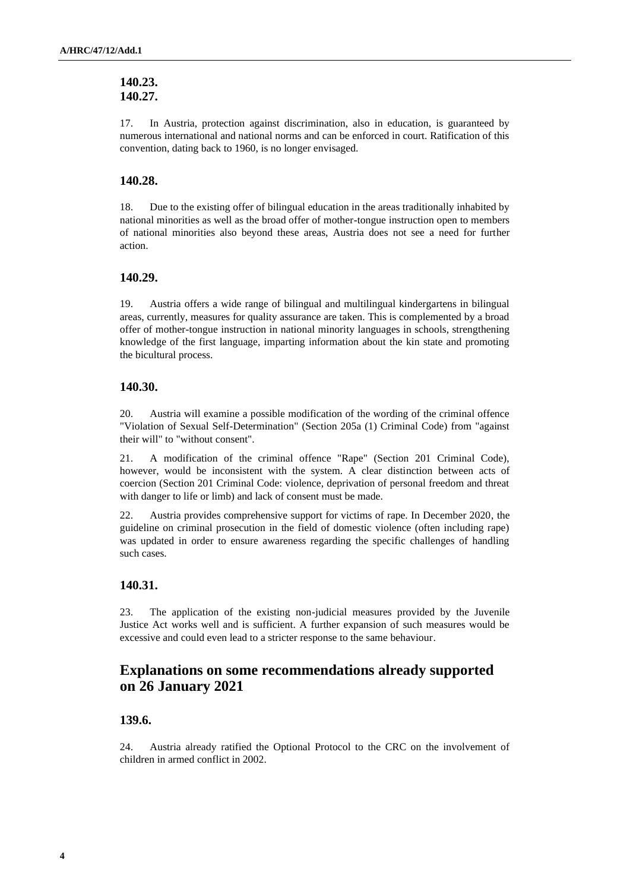**140.23.**
**140.27.**

17. In Austria, protection against discrimination, also in education, is guaranteed by numerous international and national norms and can be enforced in court. Ratification of this convention, dating back to 1960, is no longer envisaged.

### 140.28.

18. Due to the existing offer of bilingual education in the areas traditionally inhabited by national minorities as well as the broad offer of mother-tongue instruction open to members of national minorities also beyond these areas, Austria does not see a need for further action.

### 140.29.

19. Austria offers a wide range of bilingual and multilingual kindergartens in bilingual areas, currently, measures for quality assurance are taken. This is complemented by a broad offer of mother-tongue instruction in national minority languages in schools, strengthening knowledge of the first language, imparting information about the kin state and promoting the bicultural process.

### 140.30.

20. Austria will examine a possible modification of the wording of the criminal offence "Violation of Sexual Self-Determination" (Section 205a (1) Criminal Code) from "against their will" to "without consent".

21. A modification of the criminal offence "Rape" (Section 201 Criminal Code), however, would be inconsistent with the system. A clear distinction between acts of coercion (Section 201 Criminal Code: violence, deprivation of personal freedom and threat with danger to life or limb) and lack of consent must be made.

22. Austria provides comprehensive support for victims of rape. In December 2020, the guideline on criminal prosecution in the field of domestic violence (often including rape) was updated in order to ensure awareness regarding the specific challenges of handling such cases.

### 140.31.

23. The application of the existing non-judicial measures provided by the Juvenile Justice Act works well and is sufficient. A further expansion of such measures would be excessive and could even lead to a stricter response to the same behaviour.

## Explanations on some recommendations already supported on 26 January 2021

### 139.6.

24. Austria already ratified the Optional Protocol to the CRC on the involvement of children in armed conflict in 2002.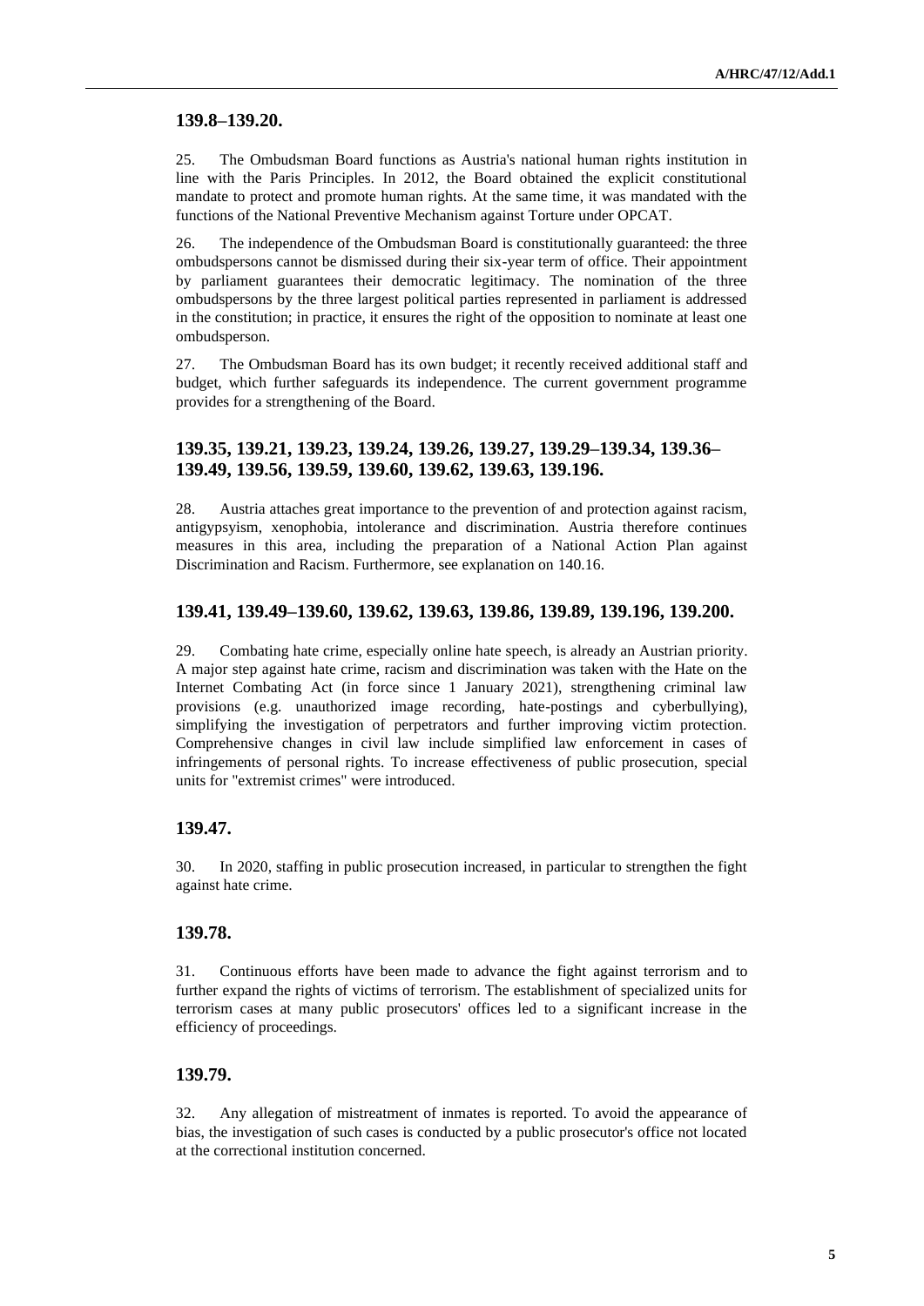### 139.8–139.20.

25. The Ombudsman Board functions as Austria's national human rights institution in line with the Paris Principles. In 2012, the Board obtained the explicit constitutional mandate to protect and promote human rights. At the same time, it was mandated with the functions of the National Preventive Mechanism against Torture under OPCAT.

26. The independence of the Ombudsman Board is constitutionally guaranteed: the three ombudspersons cannot be dismissed during their six-year term of office. Their appointment by parliament guarantees their democratic legitimacy. The nomination of the three ombudspersons by the three largest political parties represented in parliament is addressed in the constitution; in practice, it ensures the right of the opposition to nominate at least one ombudsperson.

27. The Ombudsman Board has its own budget; it recently received additional staff and budget, which further safeguards its independence. The current government programme provides for a strengthening of the Board.

### 139.35, 139.21, 139.23, 139.24, 139.26, 139.27, 139.29–139.34, 139.36–139.49, 139.56, 139.59, 139.60, 139.62, 139.63, 139.196.

28. Austria attaches great importance to the prevention of and protection against racism, antigypsyism, xenophobia, intolerance and discrimination. Austria therefore continues measures in this area, including the preparation of a National Action Plan against Discrimination and Racism. Furthermore, see explanation on 140.16.

### 139.41, 139.49–139.60, 139.62, 139.63, 139.86, 139.89, 139.196, 139.200.

29. Combating hate crime, especially online hate speech, is already an Austrian priority. A major step against hate crime, racism and discrimination was taken with the Hate on the Internet Combating Act (in force since 1 January 2021), strengthening criminal law provisions (e.g. unauthorized image recording, hate-postings and cyberbullying), simplifying the investigation of perpetrators and further improving victim protection. Comprehensive changes in civil law include simplified law enforcement in cases of infringements of personal rights. To increase effectiveness of public prosecution, special units for "extremist crimes" were introduced.

### 139.47.

30. In 2020, staffing in public prosecution increased, in particular to strengthen the fight against hate crime.

### 139.78.

31. Continuous efforts have been made to advance the fight against terrorism and to further expand the rights of victims of terrorism. The establishment of specialized units for terrorism cases at many public prosecutors' offices led to a significant increase in the efficiency of proceedings.

### 139.79.

32. Any allegation of mistreatment of inmates is reported. To avoid the appearance of bias, the investigation of such cases is conducted by a public prosecutor's office not located at the correctional institution concerned.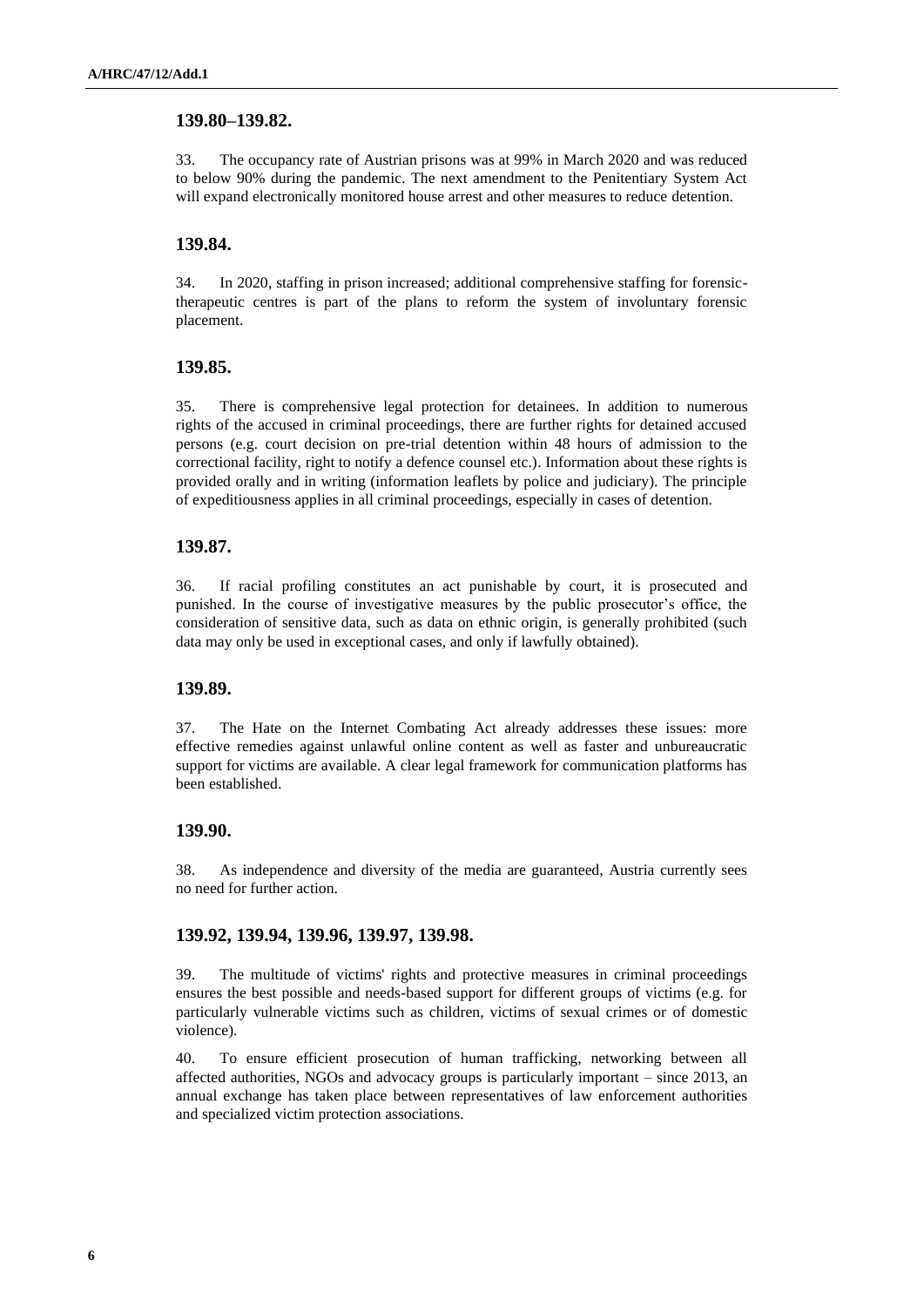### 139.80–139.82.

33. The occupancy rate of Austrian prisons was at 99% in March 2020 and was reduced to below 90% during the pandemic. The next amendment to the Penitentiary System Act will expand electronically monitored house arrest and other measures to reduce detention.

### 139.84.

34. In 2020, staffing in prison increased; additional comprehensive staffing for forensic-therapeutic centres is part of the plans to reform the system of involuntary forensic placement.

### 139.85.

35. There is comprehensive legal protection for detainees. In addition to numerous rights of the accused in criminal proceedings, there are further rights for detained accused persons (e.g. court decision on pre-trial detention within 48 hours of admission to the correctional facility, right to notify a defence counsel etc.). Information about these rights is provided orally and in writing (information leaflets by police and judiciary). The principle of expeditiousness applies in all criminal proceedings, especially in cases of detention.

### 139.87.

36. If racial profiling constitutes an act punishable by court, it is prosecuted and punished. In the course of investigative measures by the public prosecutor's office, the consideration of sensitive data, such as data on ethnic origin, is generally prohibited (such data may only be used in exceptional cases, and only if lawfully obtained).

### 139.89.

37. The Hate on the Internet Combating Act already addresses these issues: more effective remedies against unlawful online content as well as faster and unbureaucratic support for victims are available. A clear legal framework for communication platforms has been established.

### 139.90.

38. As independence and diversity of the media are guaranteed, Austria currently sees no need for further action.

### 139.92, 139.94, 139.96, 139.97, 139.98.

39. The multitude of victims' rights and protective measures in criminal proceedings ensures the best possible and needs-based support for different groups of victims (e.g. for particularly vulnerable victims such as children, victims of sexual crimes or of domestic violence).

40. To ensure efficient prosecution of human trafficking, networking between all affected authorities, NGOs and advocacy groups is particularly important – since 2013, an annual exchange has taken place between representatives of law enforcement authorities and specialized victim protection associations.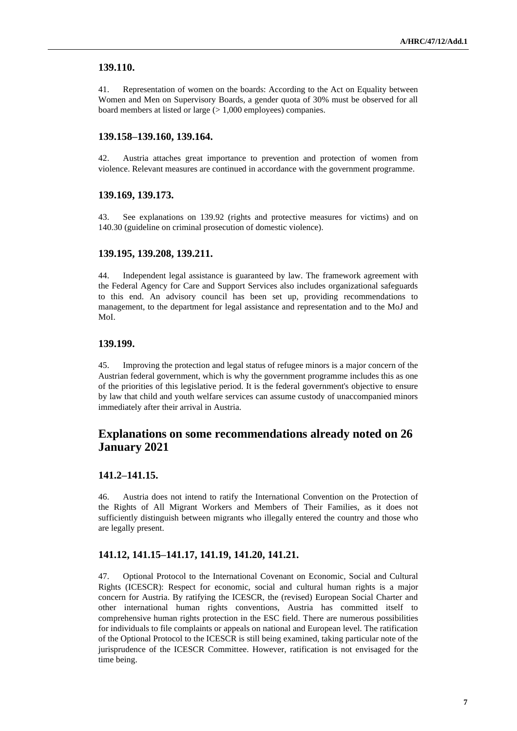### 139.110.

41. Representation of women on the boards: According to the Act on Equality between Women and Men on Supervisory Boards, a gender quota of 30% must be observed for all board members at listed or large (> 1,000 employees) companies.

### 139.158–139.160, 139.164.

42. Austria attaches great importance to prevention and protection of women from violence. Relevant measures are continued in accordance with the government programme.

### 139.169, 139.173.

43. See explanations on 139.92 (rights and protective measures for victims) and on 140.30 (guideline on criminal prosecution of domestic violence).

### 139.195, 139.208, 139.211.

44. Independent legal assistance is guaranteed by law. The framework agreement with the Federal Agency for Care and Support Services also includes organizational safeguards to this end. An advisory council has been set up, providing recommendations to management, to the department for legal assistance and representation and to the MoJ and MoI.

### 139.199.

45. Improving the protection and legal status of refugee minors is a major concern of the Austrian federal government, which is why the government programme includes this as one of the priorities of this legislative period. It is the federal government's objective to ensure by law that child and youth welfare services can assume custody of unaccompanied minors immediately after their arrival in Austria.

## Explanations on some recommendations already noted on 26 January 2021

### 141.2–141.15.

46. Austria does not intend to ratify the International Convention on the Protection of the Rights of All Migrant Workers and Members of Their Families, as it does not sufficiently distinguish between migrants who illegally entered the country and those who are legally present.

### 141.12, 141.15–141.17, 141.19, 141.20, 141.21.

47. Optional Protocol to the International Covenant on Economic, Social and Cultural Rights (ICESCR): Respect for economic, social and cultural human rights is a major concern for Austria. By ratifying the ICESCR, the (revised) European Social Charter and other international human rights conventions, Austria has committed itself to comprehensive human rights protection in the ESC field. There are numerous possibilities for individuals to file complaints or appeals on national and European level. The ratification of the Optional Protocol to the ICESCR is still being examined, taking particular note of the jurisprudence of the ICESCR Committee. However, ratification is not envisaged for the time being.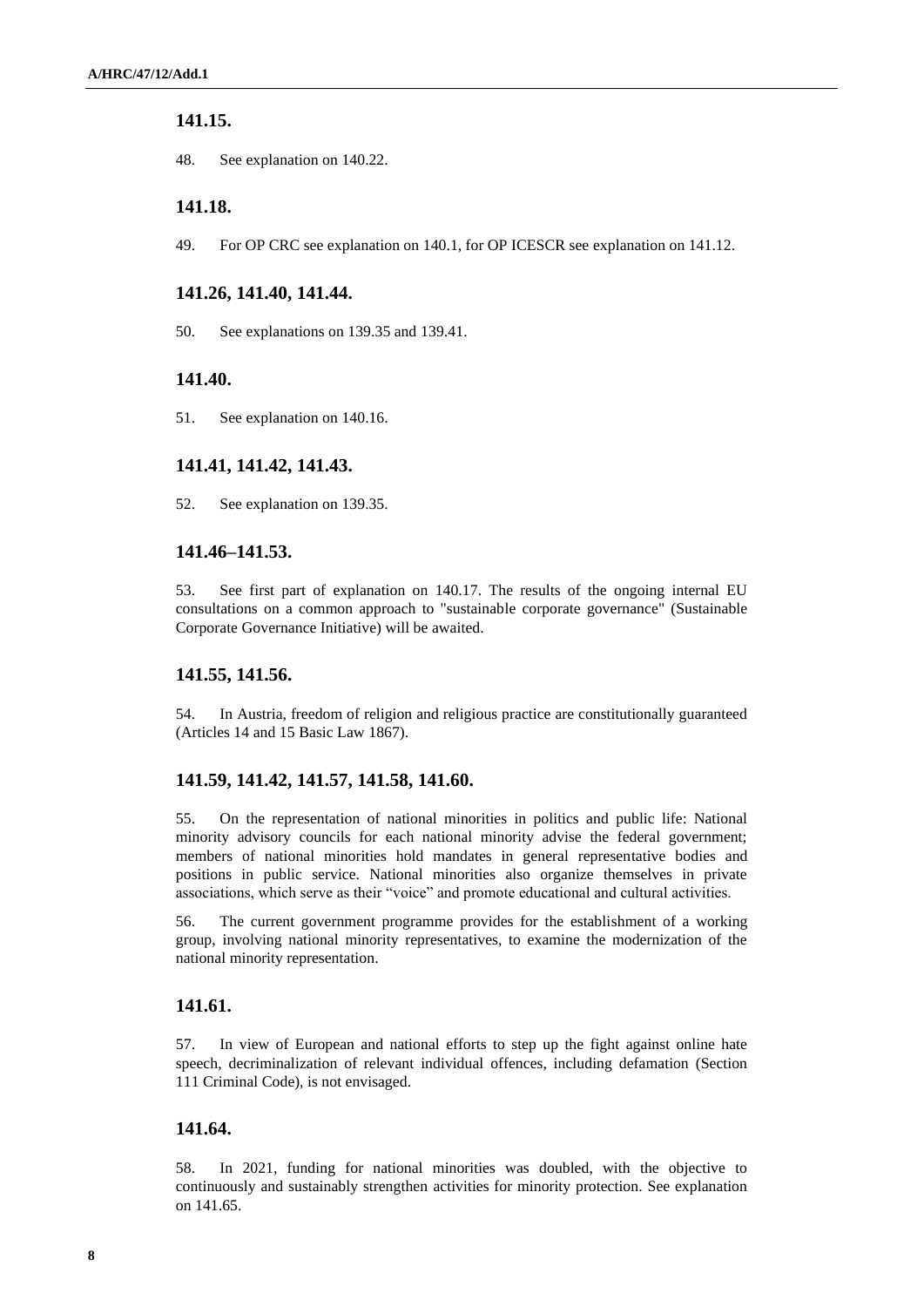### 141.15.

48. See explanation on 140.22.

### 141.18.

49. For OP CRC see explanation on 140.1, for OP ICESCR see explanation on 141.12.

### 141.26, 141.40, 141.44.

50. See explanations on 139.35 and 139.41.

### 141.40.

51. See explanation on 140.16.

### 141.41, 141.42, 141.43.

52. See explanation on 139.35.

### 141.46–141.53.

53. See first part of explanation on 140.17. The results of the ongoing internal EU consultations on a common approach to "sustainable corporate governance" (Sustainable Corporate Governance Initiative) will be awaited.

### 141.55, 141.56.

54. In Austria, freedom of religion and religious practice are constitutionally guaranteed (Articles 14 and 15 Basic Law 1867).

### 141.59, 141.42, 141.57, 141.58, 141.60.

55. On the representation of national minorities in politics and public life: National minority advisory councils for each national minority advise the federal government; members of national minorities hold mandates in general representative bodies and positions in public service. National minorities also organize themselves in private associations, which serve as their "voice" and promote educational and cultural activities.

56. The current government programme provides for the establishment of a working group, involving national minority representatives, to examine the modernization of the national minority representation.

### 141.61.

57. In view of European and national efforts to step up the fight against online hate speech, decriminalization of relevant individual offences, including defamation (Section 111 Criminal Code), is not envisaged.

### 141.64.

58. In 2021, funding for national minorities was doubled, with the objective to continuously and sustainably strengthen activities for minority protection. See explanation on 141.65.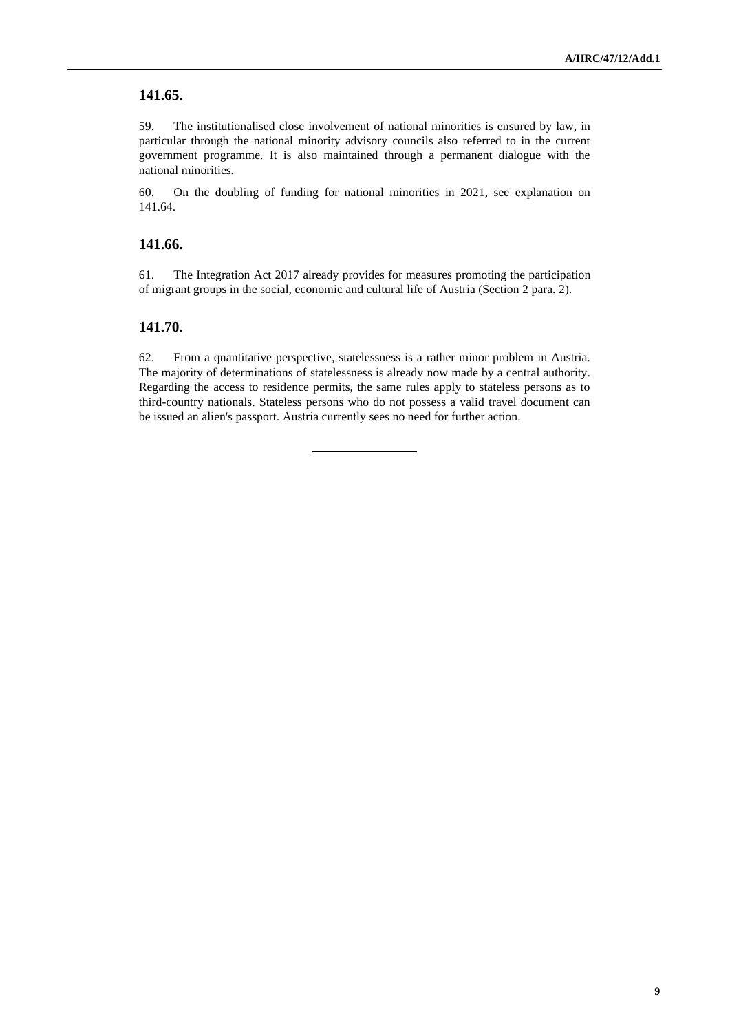### 141.65.

59. The institutionalised close involvement of national minorities is ensured by law, in particular through the national minority advisory councils also referred to in the current government programme. It is also maintained through a permanent dialogue with the national minorities.

60. On the doubling of funding for national minorities in 2021, see explanation on 141.64.

### 141.66.

61. The Integration Act 2017 already provides for measures promoting the participation of migrant groups in the social, economic and cultural life of Austria (Section 2 para. 2).

### 141.70.

62. From a quantitative perspective, statelessness is a rather minor problem in Austria. The majority of determinations of statelessness is already now made by a central authority. Regarding the access to residence permits, the same rules apply to stateless persons as to third-country nationals. Stateless persons who do not possess a valid travel document can be issued an alien's passport. Austria currently sees no need for further action.